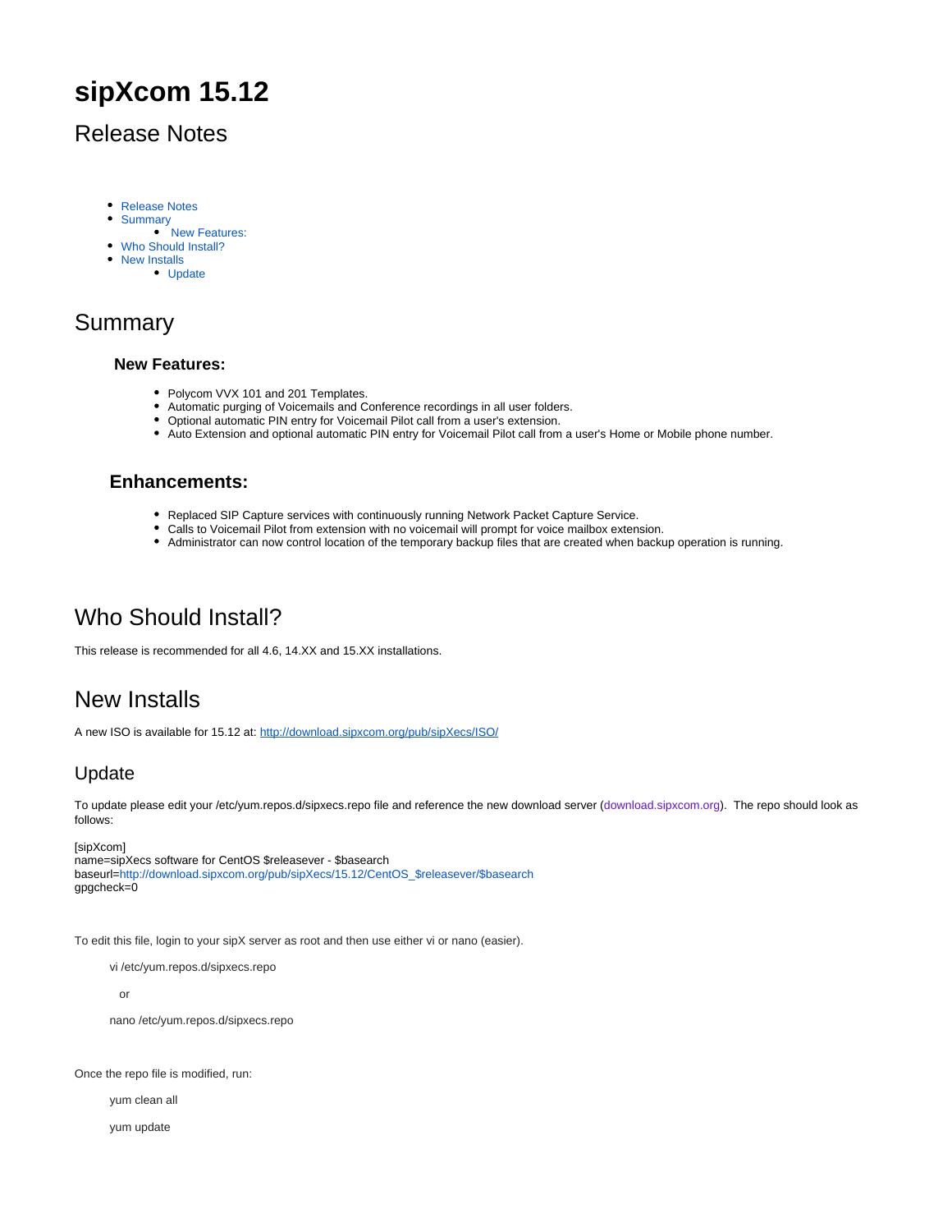# sipXcom 15.12

## Release Notes

- Release Notes
- Summary
    - New Features:
- Who Should Install?
- New Installs
    - Update

## Summary

### New Features:

- Polycom VVX 101 and 201 Templates.
- Automatic purging of Voicemails and Conference recordings in all user folders.
- Optional automatic PIN entry for Voicemail Pilot call from a user's extension.
- Auto Extension and optional automatic PIN entry for Voicemail Pilot call from a user's Home or Mobile phone number.

### Enhancements:

- Replaced SIP Capture services with continuously running Network Packet Capture Service.
- Calls to Voicemail Pilot from extension with no voicemail will prompt for voice mailbox extension.
- Administrator can now control location of the temporary backup files that are created when backup operation is running.

## Who Should Install?

This release is recommended for all 4.6, 14.XX and 15.XX installations.

## New Installs

A new ISO is available for 15.12 at: http://download.sipxcom.org/pub/sipXecs/ISO/

### Update

To update please edit your /etc/yum.repos.d/sipxecs.repo file and reference the new download server (download.sipxcom.org). The repo should look as follows:

```
[sipXcom]
name=sipXecs software for CentOS $releasever - $basearch
baseurl=http://download.sipxcom.org/pub/sipXecs/15.12/CentOS_$releasever/$basearch
gpgcheck=0
```

To edit this file, login to your sipX server as root and then use either vi or nano (easier).

```
vi /etc/yum.repos.d/sipxecs.repo
```

or

```
nano /etc/yum.repos.d/sipxecs.repo
```

Once the repo file is modified, run:

```
yum clean all
```

```
yum update
```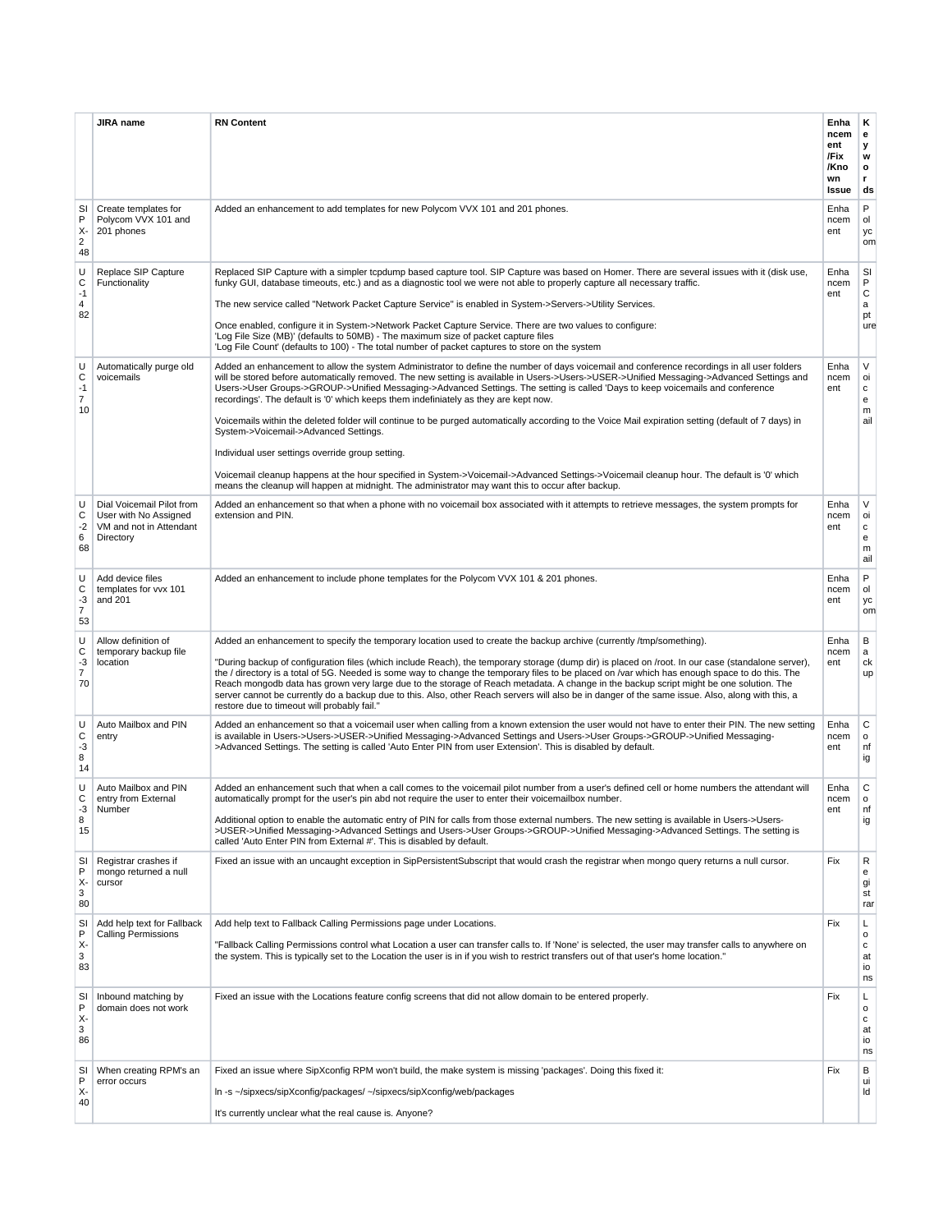| | JIRA name | RN Content | Enhancement/Fix/Known Issue | Keywords |
|---|---|---|---|---|
| SIPX-248 | Create templates for Polycom VVX 101 and 201 phones | Added an enhancement to add templates for new Polycom VVX 101 and 201 phones. | Enhancement | Polycom |
| UC-1482 | Replace SIP Capture Functionality | Replaced SIP Capture with a simpler tcpdump based capture tool. SIP Capture was based on Homer. There are several issues with it (disk use, funky GUI, database timeouts, etc.) and as a diagnostic tool we were not able to properly capture all necessary traffic.<br><br>The new service called "Network Packet Capture Service" is enabled in System->Servers->Utility Services.<br><br>Once enabled, configure it in System->Network Packet Capture Service. There are two values to configure:<br>'Log File Size (MB)' (defaults to 50MB) - The maximum size of packet capture files<br>'Log File Count' (defaults to 100) - The total number of packet captures to store on the system | Enhancement | SIP Capture |
| UC-1710 | Automatically purge old voicemails | Added an enhancement to allow the system Administrator to define the number of days voicemail and conference recordings in all user folders will be stored before automatically removed. The new setting is available in Users->Users->USER->Unified Messaging->Advanced Settings and Users->User Groups->GROUP->Unified Messaging->Advanced Settings. The setting is called 'Days to keep voicemails and conference recordings'. The default is '0' which keeps them indefiniately as they are kept now.<br><br>Voicemails within the deleted folder will continue to be purged automatically according to the Voice Mail expiration setting (default of 7 days) in System->Voicemail->Advanced Settings.<br><br>Individual user settings override group setting.<br><br>Voicemail cleanup happens at the hour specified in System->Voicemail->Advanced Settings->Voicemail cleanup hour. The default is '0' which means the cleanup will happen at midnight. The administrator may want this to occur after backup. | Enhancement | Voicemail |
| UC-2668 | Dial Voicemail Pilot from User with No Assigned VM and not in Attendant Directory | Added an enhancement so that when a phone with no voicemail box associated with it attempts to retrieve messages, the system prompts for extension and PIN. | Enhancement | Voicemail |
| UC-3753 | Add device files templates for vvx 101 and 201 | Added an enhancement to include phone templates for the Polycom VVX 101 & 201 phones. | Enhancement | Polycom |
| UC-3770 | Allow definition of temporary backup file location | Added an enhancement to specify the temporary location used to create the backup archive (currently /tmp/something).<br><br>"During backup of configuration files (which include Reach), the temporary storage (dump dir) is placed on /root. In our case (standalone server), the / directory is a total of 5G. Needed is some way to change the temporary files to be placed on /var which has enough space to do this. The Reach mongodb data has grown very large due to the storage of Reach metadata. A change in the backup script might be one solution. The server cannot be currently do a backup due to this. Also, other Reach servers will also be in danger of the same issue. Also, along with this, a restore due to timeout will probably fail." | Enhancement | Backup |
| UC-3814 | Auto Mailbox and PIN entry | Added an enhancement so that a voicemail user when calling from a known extension the user would not have to enter their PIN. The new setting is available in Users->Users->USER->Unified Messaging->Advanced Settings and Users->User Groups->GROUP->Unified Messaging->Advanced Settings. The setting is called 'Auto Enter PIN from user Extension'. This is disabled by default. | Enhancement | Config |
| UC-3815 | Auto Mailbox and PIN entry from External Number | Added an enhancement such that when a call comes to the voicemail pilot number from a user's defined cell or home numbers the attendant will automatically prompt for the user's pin abd not require the user to enter their voicemailbox number.<br><br>Additional option to enable the automatic entry of PIN for calls from those external numbers. The new setting is available in Users->Users->USER->Unified Messaging->Advanced Settings and Users->User Groups->GROUP->Unified Messaging->Advanced Settings. The setting is called 'Auto Enter PIN from External #'. This is disabled by default. | Enhancement | Config |
| SIPX-380 | Registrar crashes if mongo returned a null cursor | Fixed an issue with an uncaught exception in SipPersistentSubscript that would crash the registrar when mongo query returns a null cursor. | Fix | Registrar |
| SIPX-383 | Add help text for Fallback Calling Permissions | Add help text to Fallback Calling Permissions page under Locations.<br><br>"Fallback Calling Permissions control what Location a user can transfer calls to. If 'None' is selected, the user may transfer calls to anywhere on the system. This is typically set to the Location the user is in if you wish to restrict transfers out of that user's home location." | Fix | Locations |
| SIPX-386 | Inbound matching by domain does not work | Fixed an issue with the Locations feature config screens that did not allow domain to be entered properly. | Fix | Locations |
| SIPX-40 | When creating RPM's an error occurs | Fixed an issue where SipXconfig RPM won't build, the make system is missing 'packages'. Doing this fixed it:<br><br>ln -s ~/sipxecs/sipXconfig/packages/ ~/sipxecs/sipXconfig/web/packages<br><br>It's currently unclear what the real cause is. Anyone? | Fix | Build |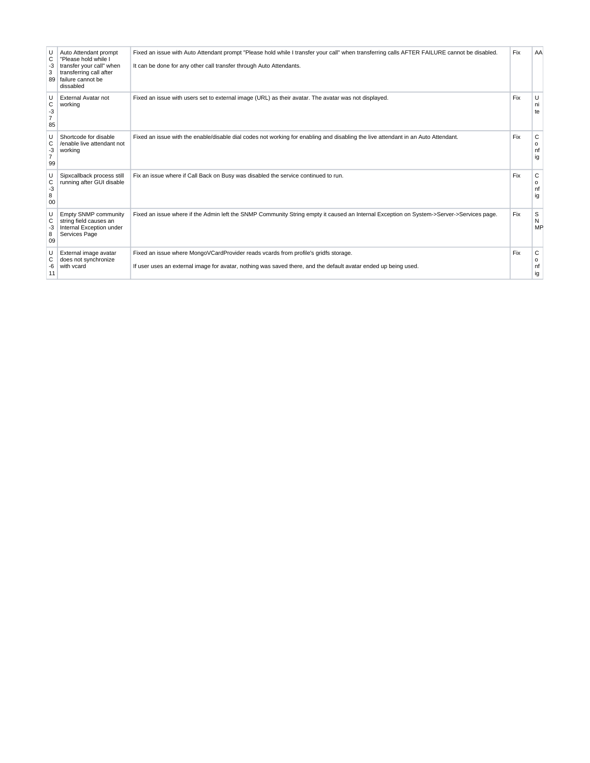| | | | | |
|---|---|---|---|---|
| UC-3389 | Auto Attendant prompt "Please hold while I transfer your call" when transferring call after failure cannot be dissabled | Fixed an issue with Auto Attendant prompt "Please hold while I transfer your call" when transferring calls AFTER FAILURE cannot be disabled.<br><br>It can be done for any other call transfer through Auto Attendants. | Fix | AA |
| UC-3785 | External Avatar not working | Fixed an issue with users set to external image (URL) as their avatar. The avatar was not displayed. | Fix | Unite |
| UC-3799 | Shortcode for disable /enable live attendant not working | Fixed an issue with the enable/disable dial codes not working for enabling and disabling the live attendant in an Auto Attendant. | Fix | Config |
| UC-3800 | Sipxcallback process still running after GUI disable | Fix an issue where if Call Back on Busy was disabled the service continued to run. | Fix | Config |
| UC-3809 | Empty SNMP community string field causes an Internal Exception under Services Page | Fixed an issue where if the Admin left the SNMP Community String empty it caused an Internal Exception on System->Server->Services page. | Fix | SNMP |
| UC-611 | External image avatar does not synchronize with vcard | Fixed an issue where MongoVCardProvider reads vcards from profile's gridfs storage.<br><br>If user uses an external image for avatar, nothing was saved there, and the default avatar ended up being used. | Fix | Config |